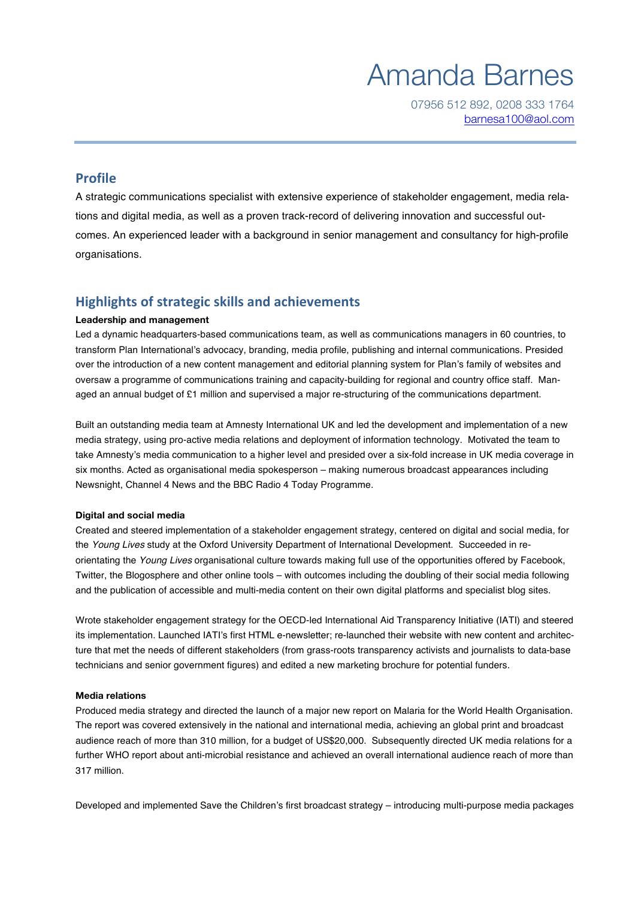# Amanda Barnes

07956 512 892, 0208 333 1764
barnesa100@aol.com

## Profile

A strategic communications specialist with extensive experience of stakeholder engagement, media relations and digital media, as well as a proven track-record of delivering innovation and successful outcomes. An experienced leader with a background in senior management and consultancy for high-profile organisations.

## Highlights of strategic skills and achievements

**Leadership and management**

Led a dynamic headquarters-based communications team, as well as communications managers in 60 countries, to transform Plan International's advocacy, branding, media profile, publishing and internal communications. Presided over the introduction of a new content management and editorial planning system for Plan's family of websites and oversaw a programme of communications training and capacity-building for regional and country office staff. Managed an annual budget of £1 million and supervised a major re-structuring of the communications department.

Built an outstanding media team at Amnesty International UK and led the development and implementation of a new media strategy, using pro-active media relations and deployment of information technology. Motivated the team to take Amnesty's media communication to a higher level and presided over a six-fold increase in UK media coverage in six months. Acted as organisational media spokesperson – making numerous broadcast appearances including Newsnight, Channel 4 News and the BBC Radio 4 Today Programme.

**Digital and social media**

Created and steered implementation of a stakeholder engagement strategy, centered on digital and social media, for the *Young Lives* study at the Oxford University Department of International Development. Succeeded in re-orientating the *Young Lives* organisational culture towards making full use of the opportunities offered by Facebook, Twitter, the Blogosphere and other online tools – with outcomes including the doubling of their social media following and the publication of accessible and multi-media content on their own digital platforms and specialist blog sites.

Wrote stakeholder engagement strategy for the OECD-led International Aid Transparency Initiative (IATI) and steered its implementation. Launched IATI's first HTML e-newsletter; re-launched their website with new content and architecture that met the needs of different stakeholders (from grass-roots transparency activists and journalists to data-base technicians and senior government figures) and edited a new marketing brochure for potential funders.

**Media relations**

Produced media strategy and directed the launch of a major new report on Malaria for the World Health Organisation. The report was covered extensively in the national and international media, achieving an global print and broadcast audience reach of more than 310 million, for a budget of US$20,000. Subsequently directed UK media relations for a further WHO report about anti-microbial resistance and achieved an overall international audience reach of more than 317 million.

Developed and implemented Save the Children's first broadcast strategy – introducing multi-purpose media packages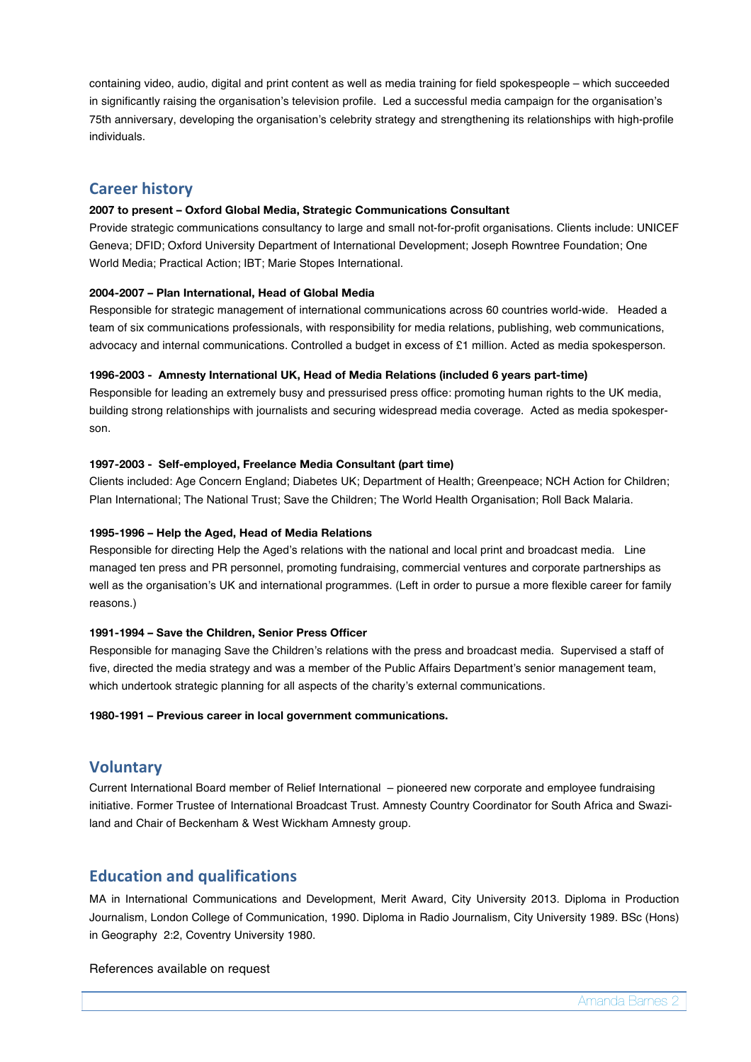containing video, audio, digital and print content as well as media training for field spokespeople – which succeeded in significantly raising the organisation's television profile. Led a successful media campaign for the organisation's 75th anniversary, developing the organisation's celebrity strategy and strengthening its relationships with high-profile individuals.

## Career history

**2007 to present – Oxford Global Media, Strategic Communications Consultant**

Provide strategic communications consultancy to large and small not-for-profit organisations. Clients include: UNICEF Geneva; DFID; Oxford University Department of International Development; Joseph Rowntree Foundation; One World Media; Practical Action; IBT; Marie Stopes International.

**2004-2007 – Plan International, Head of Global Media**

Responsible for strategic management of international communications across 60 countries world-wide. Headed a team of six communications professionals, with responsibility for media relations, publishing, web communications, advocacy and internal communications. Controlled a budget in excess of £1 million. Acted as media spokesperson.

**1996-2003 - Amnesty International UK, Head of Media Relations (included 6 years part-time)**

Responsible for leading an extremely busy and pressurised press office: promoting human rights to the UK media, building strong relationships with journalists and securing widespread media coverage. Acted as media spokesperson.

**1997-2003 - Self-employed, Freelance Media Consultant (part time)**

Clients included: Age Concern England; Diabetes UK; Department of Health; Greenpeace; NCH Action for Children; Plan International; The National Trust; Save the Children; The World Health Organisation; Roll Back Malaria.

**1995-1996 – Help the Aged, Head of Media Relations**

Responsible for directing Help the Aged's relations with the national and local print and broadcast media. Line managed ten press and PR personnel, promoting fundraising, commercial ventures and corporate partnerships as well as the organisation's UK and international programmes. (Left in order to pursue a more flexible career for family reasons.)

**1991-1994 – Save the Children, Senior Press Officer**

Responsible for managing Save the Children's relations with the press and broadcast media. Supervised a staff of five, directed the media strategy and was a member of the Public Affairs Department's senior management team, which undertook strategic planning for all aspects of the charity's external communications.

**1980-1991 – Previous career in local government communications.**

## Voluntary

Current International Board member of Relief International – pioneered new corporate and employee fundraising initiative. Former Trustee of International Broadcast Trust. Amnesty Country Coordinator for South Africa and Swaziland and Chair of Beckenham & West Wickham Amnesty group.

## Education and qualifications

MA in International Communications and Development, Merit Award, City University 2013. Diploma in Production Journalism, London College of Communication, 1990. Diploma in Radio Journalism, City University 1989. BSc (Hons) in Geography 2:2, Coventry University 1980.

References available on request